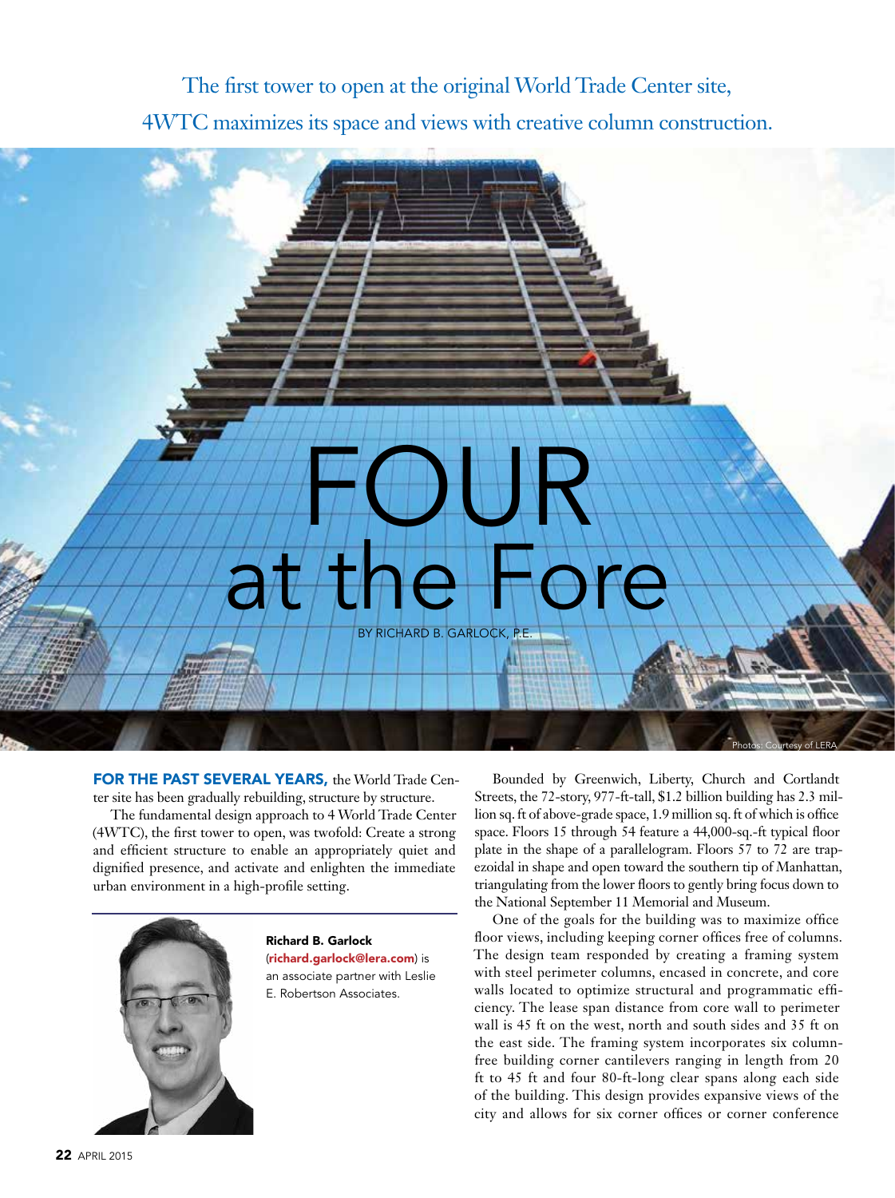The first tower to open at the original World Trade Center site, 4WTC maximizes its space and views with creative column construction.

# FOUR at the Fore

BY RICHARD B. GARLOCK, P.E.

Photos: Courtesy of LERA

**FOR THE PAST SEVERAL YEARS,** the World Trade Center site has been gradually rebuilding, structure by structure.

The fundamental design approach to 4 World Trade Center (4WTC), the first tower to open, was twofold: Create a strong and efficient structure to enable an appropriately quiet and dignified presence, and activate and enlighten the immediate urban environment in a high-profile setting.

**Richard B. Garlock** (**richard.garlock@lera.com**) is an associate partner with Leslie E. Robertson Associates.

Bounded by Greenwich, Liberty, Church and Cortlandt Streets, the 72-story, 977-ft-tall, $1.2 billion building has 2.3 million sq. ft of above-grade space, 1.9 million sq. ft of which is office space. Floors 15 through 54 feature a 44,000-sq.-ft typical floor plate in the shape of a parallelogram. Floors 57 to 72 are trapezoidal in shape and open toward the southern tip of Manhattan, triangulating from the lower floors to gently bring focus down to the National September 11 Memorial and Museum.

One of the goals for the building was to maximize office floor views, including keeping corner offices free of columns. The design team responded by creating a framing system with steel perimeter columns, encased in concrete, and core walls located to optimize structural and programmatic efficiency. The lease span distance from core wall to perimeter wall is 45 ft on the west, north and south sides and 35 ft on the east side. The framing system incorporates six column-free building corner cantilevers ranging in length from 20 ft to 45 ft and four 80-ft-long clear spans along each side of the building. This design provides expansive views of the city and allows for six corner offices or corner conference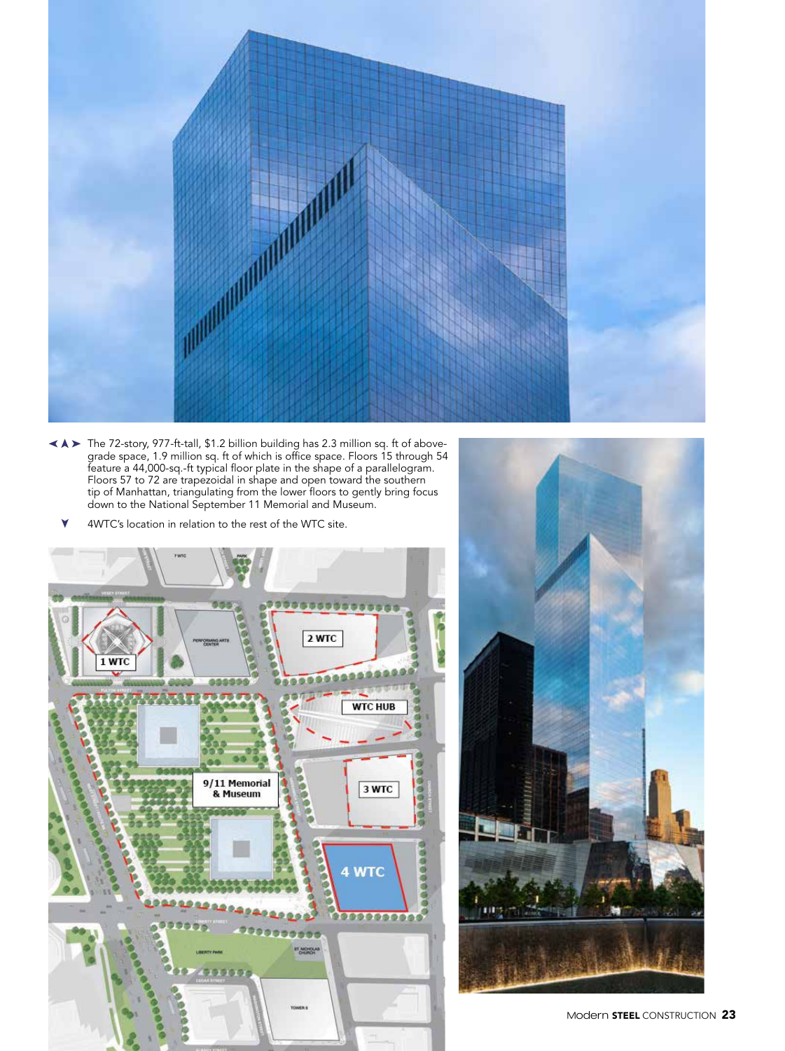◄▲► The 72-story, 977-ft-tall, $1.2 billion building has 2.3 million sq. ft of above-grade space, 1.9 million sq. ft of which is office space. Floors 15 through 54 feature a 44,000-sq.-ft typical floor plate in the shape of a parallelogram. Floors 57 to 72 are trapezoidal in shape and open toward the southern tip of Manhattan, triangulating from the lower floors to gently bring focus down to the National September 11 Memorial and Museum.

▼ 4WTC's location in relation to the rest of the WTC site.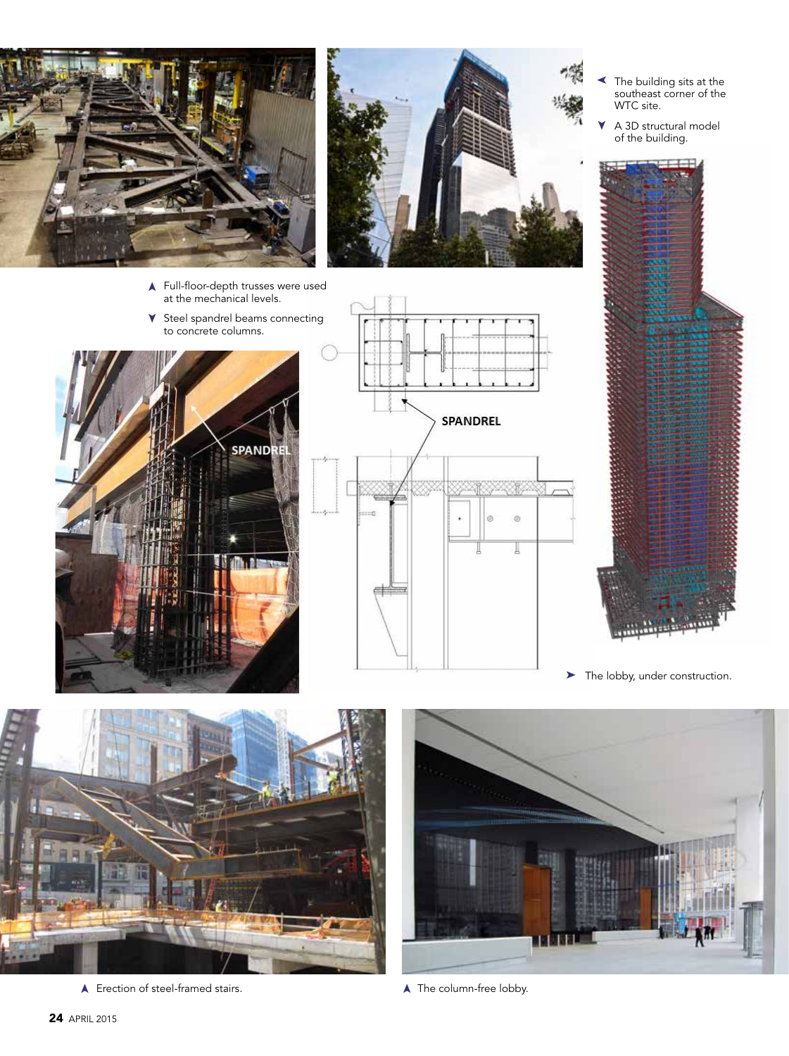The building sits at the southeast corner of the WTC site.

A 3D structural model of the building.

Full-floor-depth trusses were used at the mechanical levels.

Steel spandrel beams connecting to concrete columns.

SPANDREL

SPANDREL

The lobby, under construction.

Erection of steel-framed stairs.

The column-free lobby.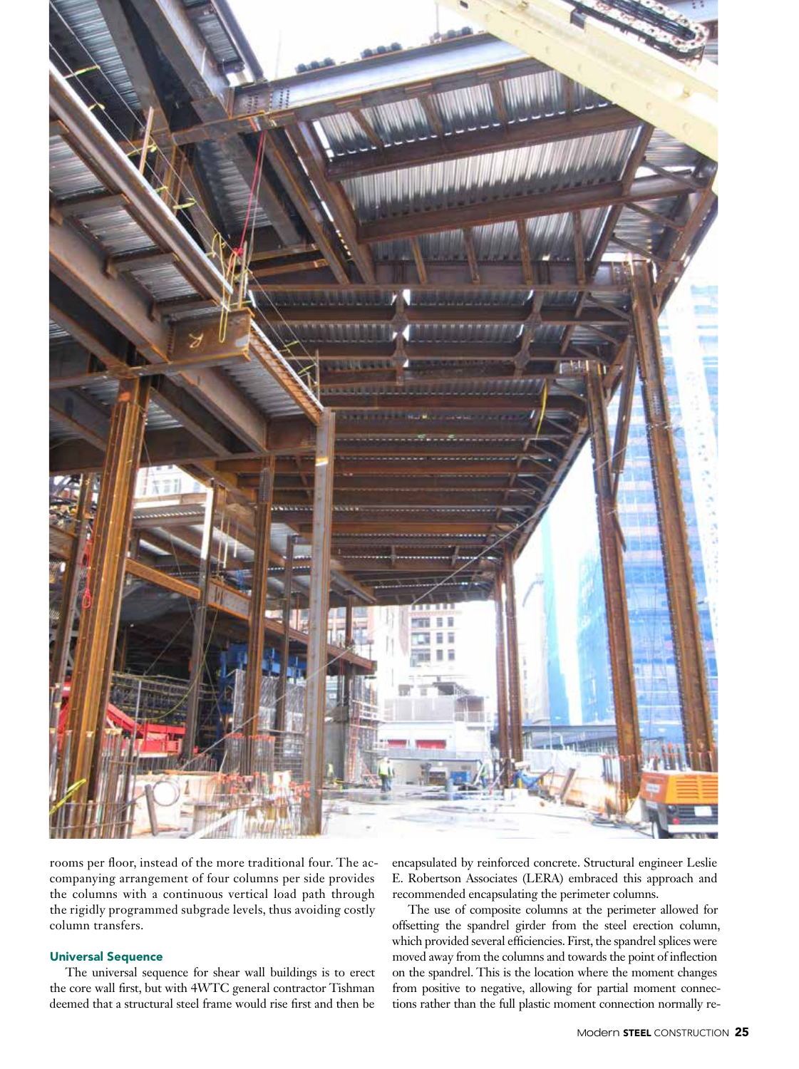rooms per floor, instead of the more traditional four. The accompanying arrangement of four columns per side provides the columns with a continuous vertical load path through the rigidly programmed subgrade levels, thus avoiding costly column transfers.

## Universal Sequence

The universal sequence for shear wall buildings is to erect the core wall first, but with 4WTC general contractor Tishman deemed that a structural steel frame would rise first and then be encapsulated by reinforced concrete. Structural engineer Leslie E. Robertson Associates (LERA) embraced this approach and recommended encapsulating the perimeter columns.

The use of composite columns at the perimeter allowed for offsetting the spandrel girder from the steel erection column, which provided several efficiencies. First, the spandrel splices were moved away from the columns and towards the point of inflection on the spandrel. This is the location where the moment changes from positive to negative, allowing for partial moment connections rather than the full plastic moment connection normally re-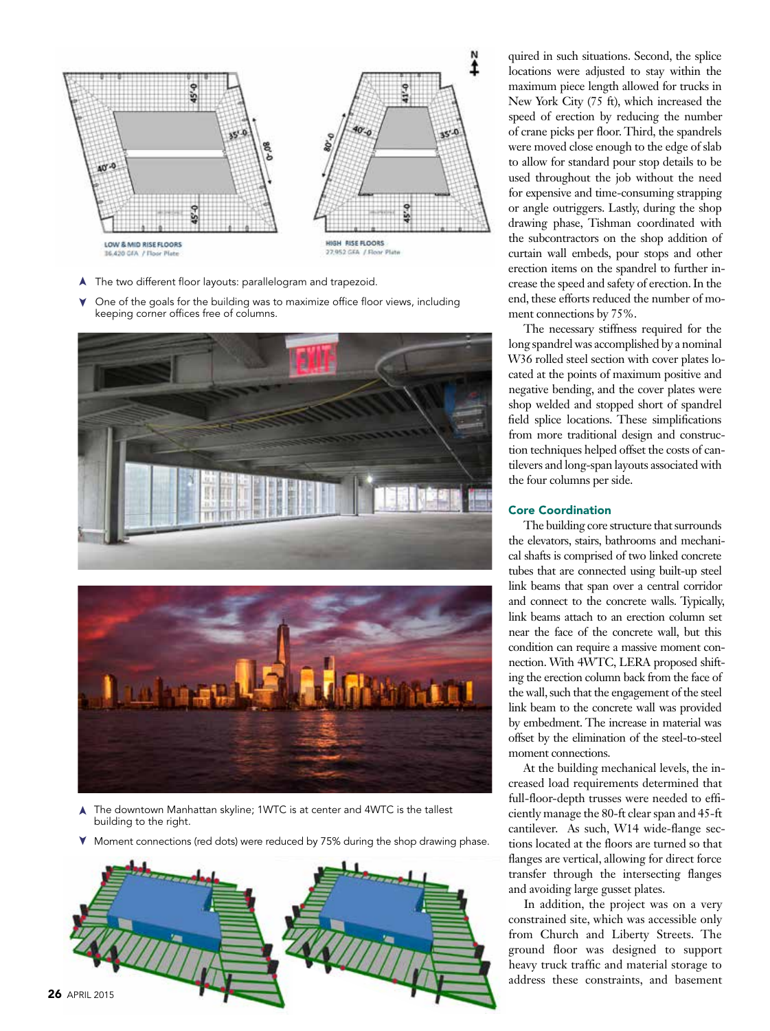▲ The two different floor layouts: parallelogram and trapezoid.

▼ One of the goals for the building was to maximize office floor views, including keeping corner offices free of columns.

▲ The downtown Manhattan skyline; 1WTC is at center and 4WTC is the tallest building to the right.

▼ Moment connections (red dots) were reduced by 75% during the shop drawing phase.

quired in such situations. Second, the splice locations were adjusted to stay within the maximum piece length allowed for trucks in New York City (75 ft), which increased the speed of erection by reducing the number of crane picks per floor. Third, the spandrels were moved close enough to the edge of slab to allow for standard pour stop details to be used throughout the job without the need for expensive and time-consuming strapping or angle outriggers. Lastly, during the shop drawing phase, Tishman coordinated with the subcontractors on the shop addition of curtain wall embeds, pour stops and other erection items on the spandrel to further increase the speed and safety of erection. In the end, these efforts reduced the number of moment connections by 75%.

The necessary stiffness required for the long spandrel was accomplished by a nominal W36 rolled steel section with cover plates located at the points of maximum positive and negative bending, and the cover plates were shop welded and stopped short of spandrel field splice locations. These simplifications from more traditional design and construction techniques helped offset the costs of cantilevers and long-span layouts associated with the four columns per side.

## Core Coordination

The building core structure that surrounds the elevators, stairs, bathrooms and mechanical shafts is comprised of two linked concrete tubes that are connected using built-up steel link beams that span over a central corridor and connect to the concrete walls. Typically, link beams attach to an erection column set near the face of the concrete wall, but this condition can require a massive moment connection. With 4WTC, LERA proposed shifting the erection column back from the face of the wall, such that the engagement of the steel link beam to the concrete wall was provided by embedment. The increase in material was offset by the elimination of the steel-to-steel moment connections.

At the building mechanical levels, the increased load requirements determined that full-floor-depth trusses were needed to efficiently manage the 80-ft clear span and 45-ft cantilever. As such, W14 wide-flange sections located at the floors are turned so that flanges are vertical, allowing for direct force transfer through the intersecting flanges and avoiding large gusset plates.

In addition, the project was on a very constrained site, which was accessible only from Church and Liberty Streets. The ground floor was designed to support heavy truck traffic and material storage to address these constraints, and basement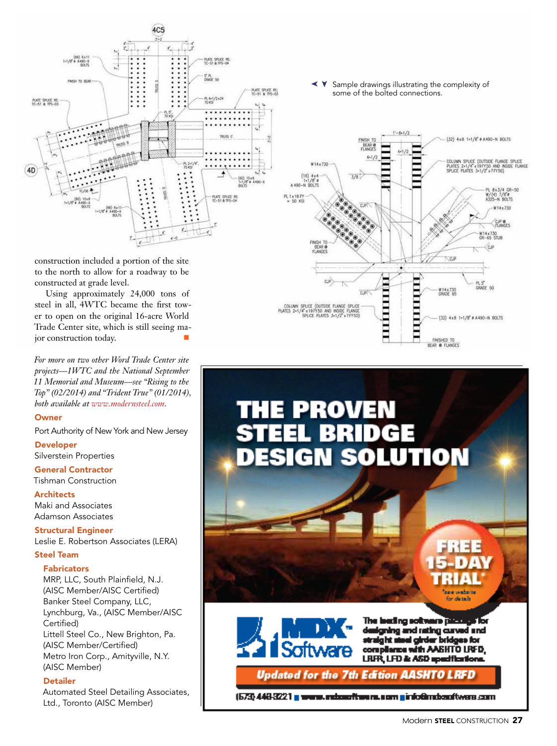construction included a portion of the site to the north to allow for a roadway to be constructed at grade level.

Using approximately 24,000 tons of steel in all, 4WTC became the first tower to open on the original 16-acre World Trade Center site, which is still seeing major construction today.

*For more on two other Word Trade Center site projects—1WTC and the National September 11 Memorial and Museum—see "Rising to the Top" (02/2014) and "Trident True" (01/2014), both available at www.modernsteel.com.*

**Owner**

Port Authority of New York and New Jersey

**Developer**

Silverstein Properties

**General Contractor**

Tishman Construction

**Architects**

Maki and Associates
Adamson Associates

**Structural Engineer**

Leslie E. Robertson Associates (LERA)

**Steel Team**

**Fabricators**

MRP, LLC, South Plainfield, N.J. (AISC Member/AISC Certified)
Banker Steel Company, LLC, Lynchburg, Va., (AISC Member/AISC Certified)
Littell Steel Co., New Brighton, Pa. (AISC Member/Certified)
Metro Iron Corp., Amityville, N.Y. (AISC Member)

**Detailer**

Automated Steel Detailing Associates, Ltd., Toronto (AISC Member)

Sample drawings illustrating the complexity of some of the bolted connections.